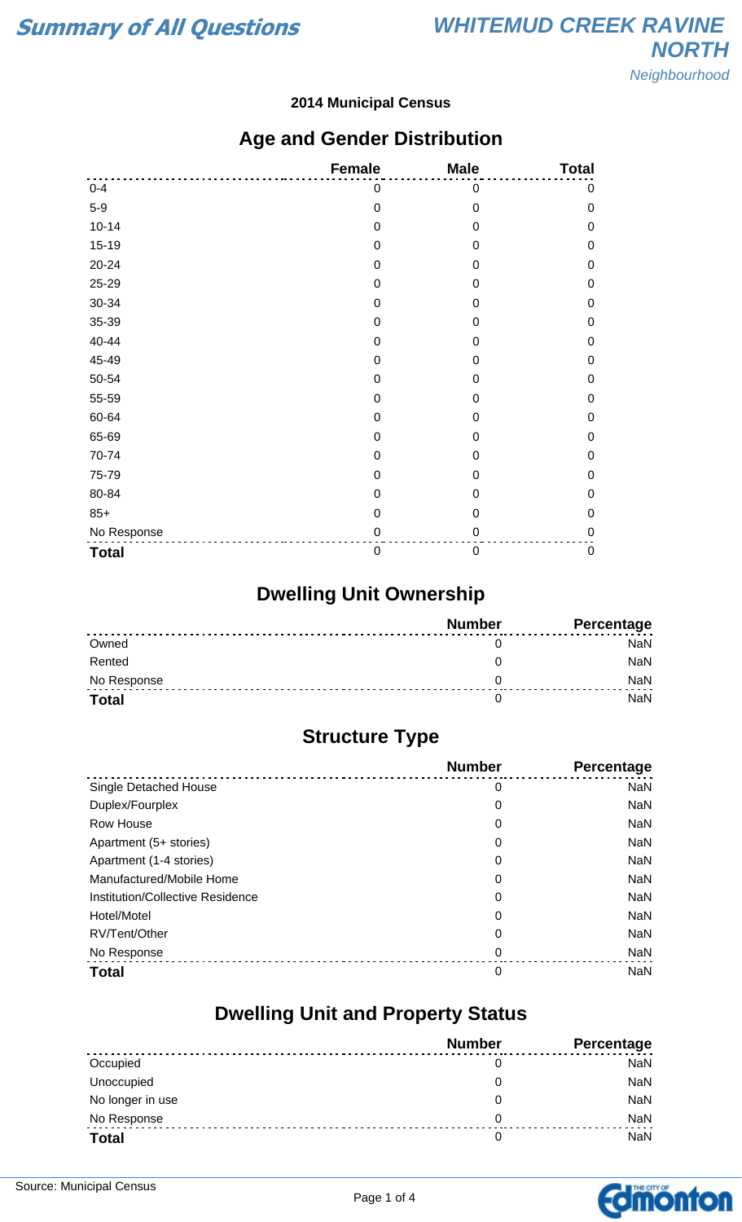# Summary of All Questions

## WHITEMUD CREEK RAVINE NORTH

*Neighbourhood*

**2014 Municipal Census**

## Age and Gender Distribution

| | Female | Male | Total |
|---|---|---|---|
| 0-4 | 0 | 0 | 0 |
| 5-9 | 0 | 0 | 0 |
| 10-14 | 0 | 0 | 0 |
| 15-19 | 0 | 0 | 0 |
| 20-24 | 0 | 0 | 0 |
| 25-29 | 0 | 0 | 0 |
| 30-34 | 0 | 0 | 0 |
| 35-39 | 0 | 0 | 0 |
| 40-44 | 0 | 0 | 0 |
| 45-49 | 0 | 0 | 0 |
| 50-54 | 0 | 0 | 0 |
| 55-59 | 0 | 0 | 0 |
| 60-64 | 0 | 0 | 0 |
| 65-69 | 0 | 0 | 0 |
| 70-74 | 0 | 0 | 0 |
| 75-79 | 0 | 0 | 0 |
| 80-84 | 0 | 0 | 0 |
| 85+ | 0 | 0 | 0 |
| No Response | 0 | 0 | 0 |
| **Total** | 0 | 0 | 0 |

## Dwelling Unit Ownership

| | Number | Percentage |
|---|---|---|
| Owned | 0 | NaN |
| Rented | 0 | NaN |
| No Response | 0 | NaN |
| **Total** | 0 | NaN |

## Structure Type

| | Number | Percentage |
|---|---|---|
| Single Detached House | 0 | NaN |
| Duplex/Fourplex | 0 | NaN |
| Row House | 0 | NaN |
| Apartment (5+ stories) | 0 | NaN |
| Apartment (1-4 stories) | 0 | NaN |
| Manufactured/Mobile Home | 0 | NaN |
| Institution/Collective Residence | 0 | NaN |
| Hotel/Motel | 0 | NaN |
| RV/Tent/Other | 0 | NaN |
| No Response | 0 | NaN |
| **Total** | 0 | NaN |

## Dwelling Unit and Property Status

| | Number | Percentage |
|---|---|---|
| Occupied | 0 | NaN |
| Unoccupied | 0 | NaN |
| No longer in use | 0 | NaN |
| No Response | 0 | NaN |
| **Total** | 0 | NaN |

Source: Municipal Census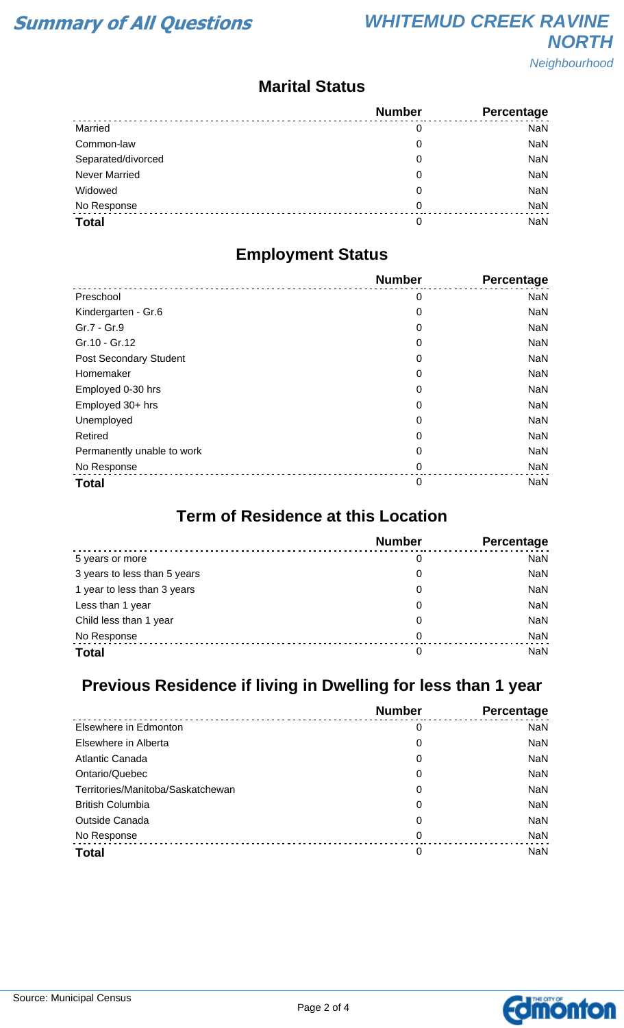## Marital Status

| | Number | Percentage |
|---|---|---|
| Married | 0 | NaN |
| Common-law | 0 | NaN |
| Separated/divorced | 0 | NaN |
| Never Married | 0 | NaN |
| Widowed | 0 | NaN |
| No Response | 0 | NaN |
| **Total** | 0 | NaN |

## Employment Status

| | Number | Percentage |
|---|---|---|
| Preschool | 0 | NaN |
| Kindergarten - Gr.6 | 0 | NaN |
| Gr.7 - Gr.9 | 0 | NaN |
| Gr.10 - Gr.12 | 0 | NaN |
| Post Secondary Student | 0 | NaN |
| Homemaker | 0 | NaN |
| Employed 0-30 hrs | 0 | NaN |
| Employed 30+ hrs | 0 | NaN |
| Unemployed | 0 | NaN |
| Retired | 0 | NaN |
| Permanently unable to work | 0 | NaN |
| No Response | 0 | NaN |
| **Total** | 0 | NaN |

## Term of Residence at this Location

| | Number | Percentage |
|---|---|---|
| 5 years or more | 0 | NaN |
| 3 years to less than 5 years | 0 | NaN |
| 1 year to less than 3 years | 0 | NaN |
| Less than 1 year | 0 | NaN |
| Child less than 1 year | 0 | NaN |
| No Response | 0 | NaN |
| **Total** | 0 | NaN |

## Previous Residence if living in Dwelling for less than 1 year

| | Number | Percentage |
|---|---|---|
| Elsewhere in Edmonton | 0 | NaN |
| Elsewhere in Alberta | 0 | NaN |
| Atlantic Canada | 0 | NaN |
| Ontario/Quebec | 0 | NaN |
| Territories/Manitoba/Saskatchewan | 0 | NaN |
| British Columbia | 0 | NaN |
| Outside Canada | 0 | NaN |
| No Response | 0 | NaN |
| **Total** | 0 | NaN |

Source: Municipal Census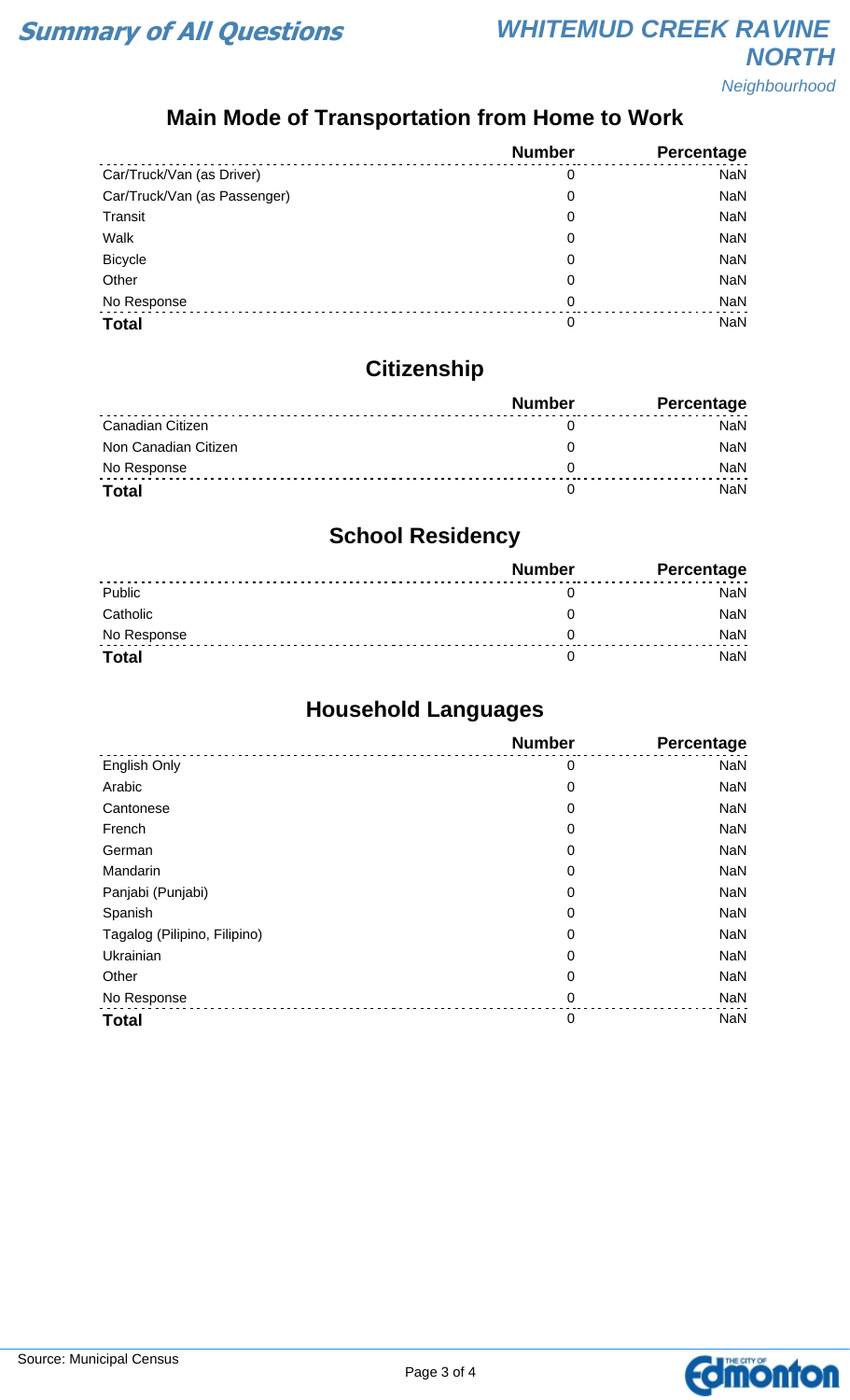# Summary of All Questions

## WHITEMUD CREEK RAVINE NORTH

*Neighbourhood*

### Main Mode of Transportation from Home to Work

| | Number | Percentage |
|---|---|---|
| Car/Truck/Van (as Driver) | 0 | NaN |
| Car/Truck/Van (as Passenger) | 0 | NaN |
| Transit | 0 | NaN |
| Walk | 0 | NaN |
| Bicycle | 0 | NaN |
| Other | 0 | NaN |
| No Response | 0 | NaN |
| **Total** | 0 | NaN |

### Citizenship

| | Number | Percentage |
|---|---|---|
| Canadian Citizen | 0 | NaN |
| Non Canadian Citizen | 0 | NaN |
| No Response | 0 | NaN |
| **Total** | 0 | NaN |

### School Residency

| | Number | Percentage |
|---|---|---|
| Public | 0 | NaN |
| Catholic | 0 | NaN |
| No Response | 0 | NaN |
| **Total** | 0 | NaN |

### Household Languages

| | Number | Percentage |
|---|---|---|
| English Only | 0 | NaN |
| Arabic | 0 | NaN |
| Cantonese | 0 | NaN |
| French | 0 | NaN |
| German | 0 | NaN |
| Mandarin | 0 | NaN |
| Panjabi (Punjabi) | 0 | NaN |
| Spanish | 0 | NaN |
| Tagalog (Pilipino, Filipino) | 0 | NaN |
| Ukrainian | 0 | NaN |
| Other | 0 | NaN |
| No Response | 0 | NaN |
| **Total** | 0 | NaN |

Source: Municipal Census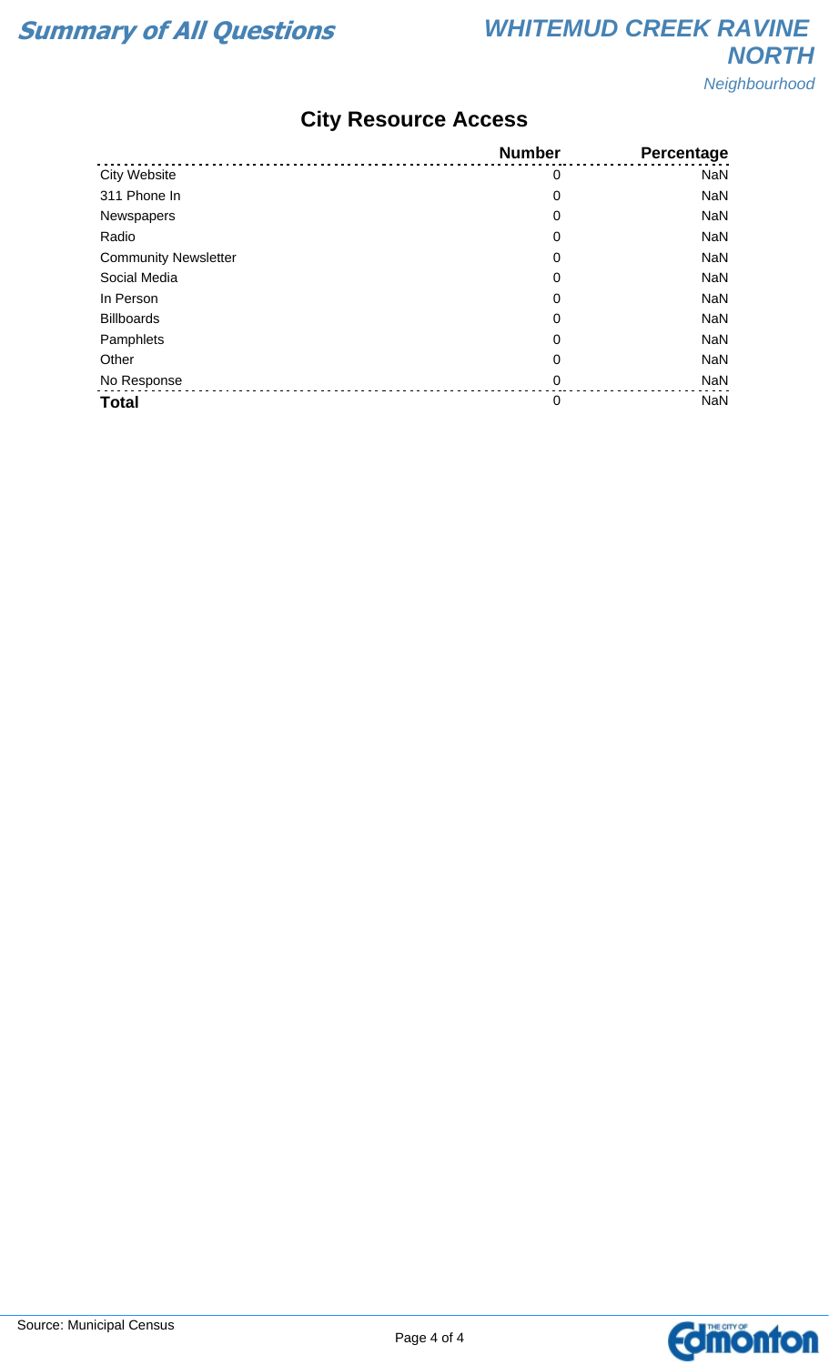# Summary of All Questions

## WHITEMUD CREEK RAVINE NORTH

*Neighbourhood*

### City Resource Access

| | Number | Percentage |
|---|---|---|
| City Website | 0 | NaN |
| 311 Phone In | 0 | NaN |
| Newspapers | 0 | NaN |
| Radio | 0 | NaN |
| Community Newsletter | 0 | NaN |
| Social Media | 0 | NaN |
| In Person | 0 | NaN |
| Billboards | 0 | NaN |
| Pamphlets | 0 | NaN |
| Other | 0 | NaN |
| No Response | 0 | NaN |
| **Total** | 0 | NaN |

Source: Municipal Census